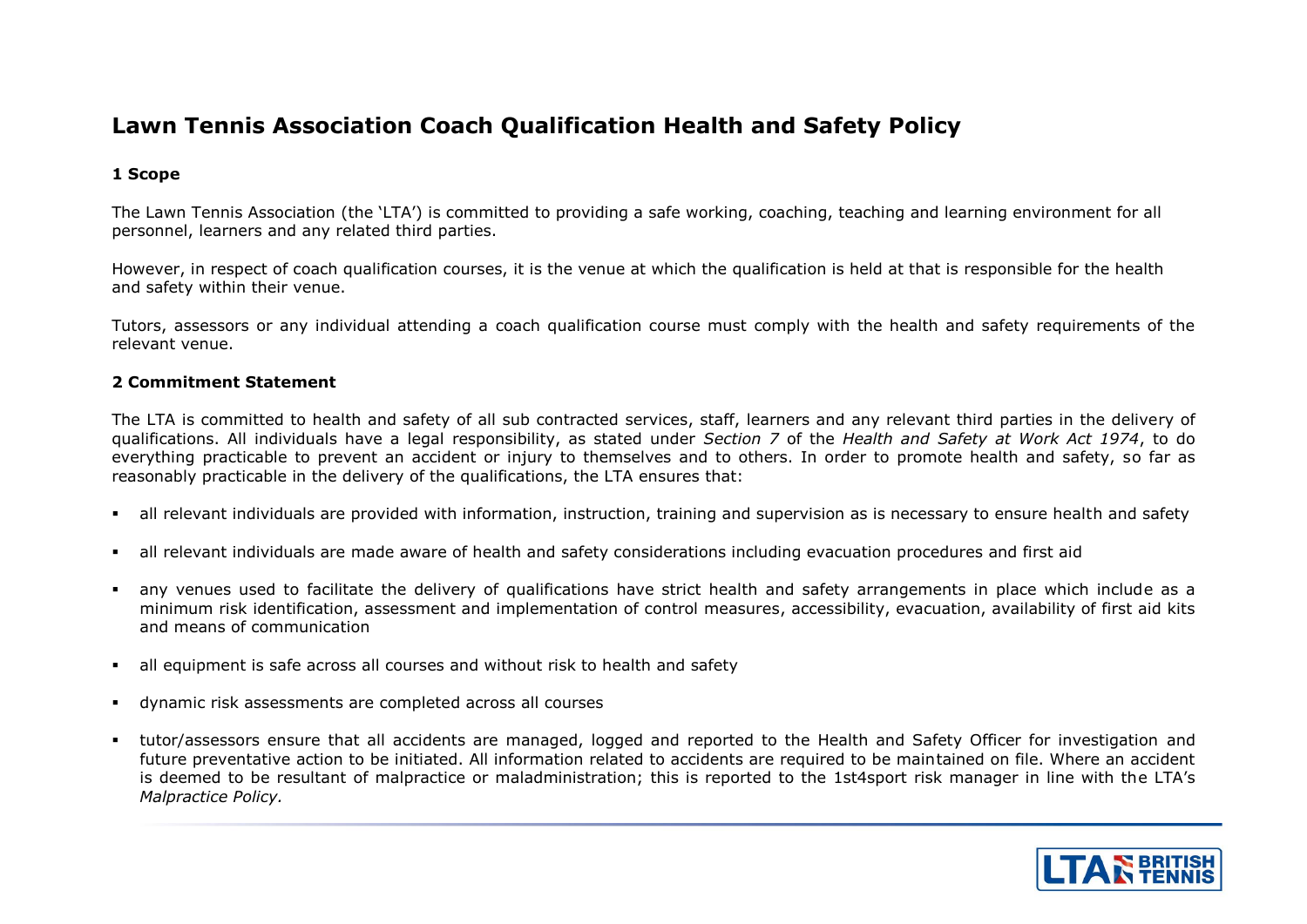# Lawn Tennis Association Coach Qualification Health and Safety Policy

## 1 Scope

The Lawn Tennis Association (the 'LTA') is committed to providing a safe working, coaching, teaching and learning environment for all personnel, learners and any related third parties.

However, in respect of coach qualification courses, it is the venue at which the qualification is held at that is responsible for the health and safety within their venue.

Tutors, assessors or any individual attending a coach qualification course must comply with the health and safety requirements of the relevant venue.

## 2 Commitment Statement

The LTA is committed to health and safety of all sub contracted services, staff, learners and any relevant third parties in the delivery of qualifications. All individuals have a legal responsibility, as stated under *Section 7* of the *Health and Safety at Work Act 1974*, to do everything practicable to prevent an accident or injury to themselves and to others. In order to promote health and safety, so far as reasonably practicable in the delivery of the qualifications, the LTA ensures that:

- all relevant individuals are provided with information, instruction, training and supervision as is necessary to ensure health and safety
- all relevant individuals are made aware of health and safety considerations including evacuation procedures and first aid
- any venues used to facilitate the delivery of qualifications have strict health and safety arrangements in place which include as a minimum risk identification, assessment and implementation of control measures, accessibility, evacuation, availability of first aid kits and means of communication
- all equipment is safe across all courses and without risk to health and safety
- dynamic risk assessments are completed across all courses
- tutor/assessors ensure that all accidents are managed, logged and reported to the Health and Safety Officer for investigation and future preventative action to be initiated. All information related to accidents are required to be maintained on file. Where an accident is deemed to be resultant of malpractice or maladministration; this is reported to the 1st4sport risk manager in line with the LTA's *Malpractice Policy*.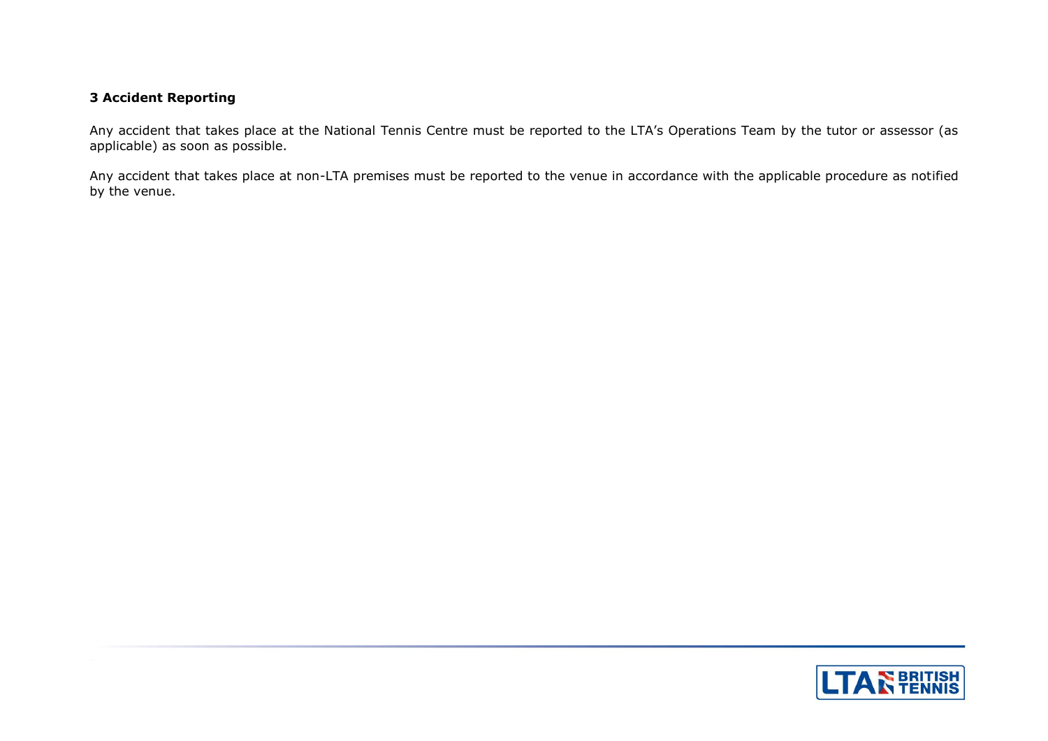## 3 Accident Reporting

Any accident that takes place at the National Tennis Centre must be reported to the LTA's Operations Team by the tutor or assessor (as applicable) as soon as possible.

Any accident that takes place at non-LTA premises must be reported to the venue in accordance with the applicable procedure as notified by the venue.